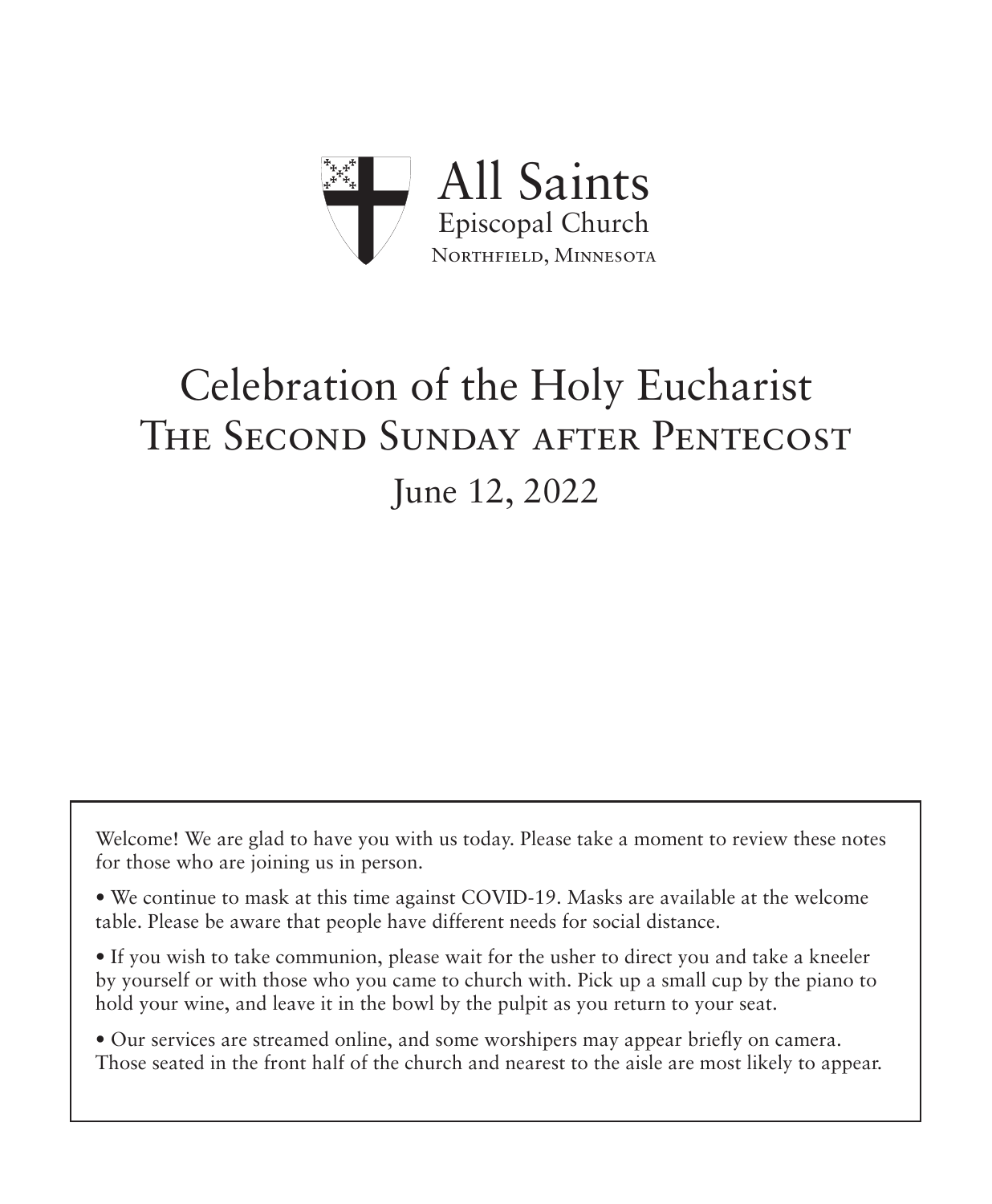All Saints
Episcopal Church
Northfield, Minnesota

# Celebration of the Holy Eucharist
## The Second Sunday after Pentecost
### June 12, 2022

Welcome! We are glad to have you with us today. Please take a moment to review these notes for those who are joining us in person.

• We continue to mask at this time against COVID-19. Masks are available at the welcome table. Please be aware that people have different needs for social distance.

• If you wish to take communion, please wait for the usher to direct you and take a kneeler by yourself or with those who you came to church with. Pick up a small cup by the piano to hold your wine, and leave it in the bowl by the pulpit as you return to your seat.

• Our services are streamed online, and some worshipers may appear briefly on camera. Those seated in the front half of the church and nearest to the aisle are most likely to appear.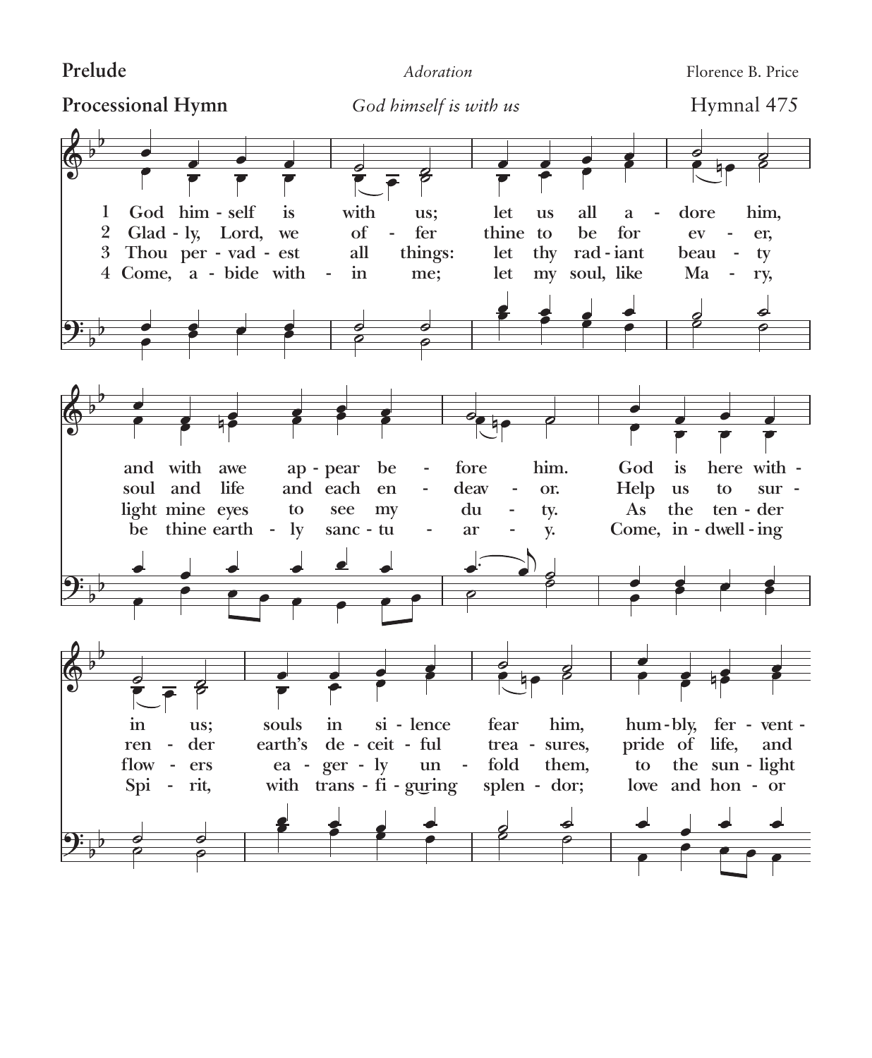**Prelude** *Adoration* Florence B. Price

**Processional Hymn** *God himself is with us* Hymnal 475

1 God himself is with us; let us all adore him, and with awe appear before him. God is here within us; souls in silence fear him, humbly, fervent-

2 Gladly, Lord, we offer thine to be for ever, soul and life and each endeavor. Help us to surrender earth's deceitful treasures, pride of life, and

3 Thou pervadest all things: let thy radiant beauty light mine eyes to see my duty. As the tender flowers eagerly unfold them, to the sunlight

4 Come, abide within me; let my soul, like Mary, be thine earthly sanctuary. Come, indwelling Spirit, with transfiguring splendor; love and honor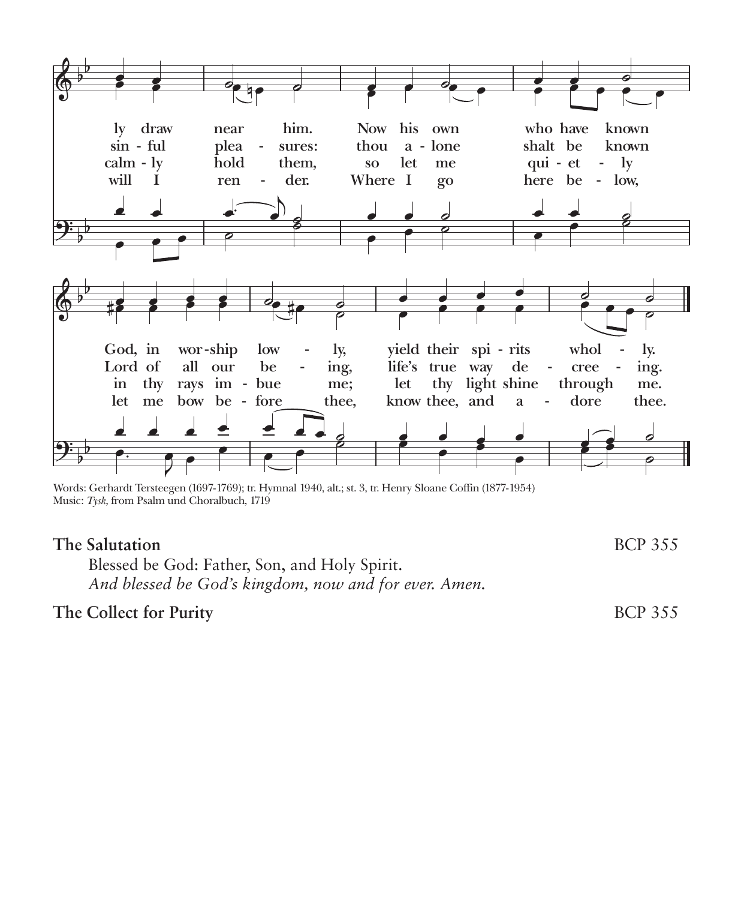ly draw near him. Now his own who have known God, in worship lowly, yield their spirits wholly.
sinful pleasures: thou alone shalt be known Lord of all our being, life's true way decreeing.
calmly hold them, so let me quietly in thy rays imbue me; let thy light shine through me.
will I render. Where I go here below, let me bow before thee, know thee, and adore thee.

Words: Gerhardt Tersteegen (1697-1769); tr. Hymnal 1940, alt.; st. 3, tr. Henry Sloane Coffin (1877-1954)
Music: *Tysk*, from Psalm und Choralbuch, 1719

**The Salutation** BCP 355

Blessed be God: Father, Son, and Holy Spirit.
*And blessed be God's kingdom, now and for ever. Amen.*

**The Collect for Purity** BCP 355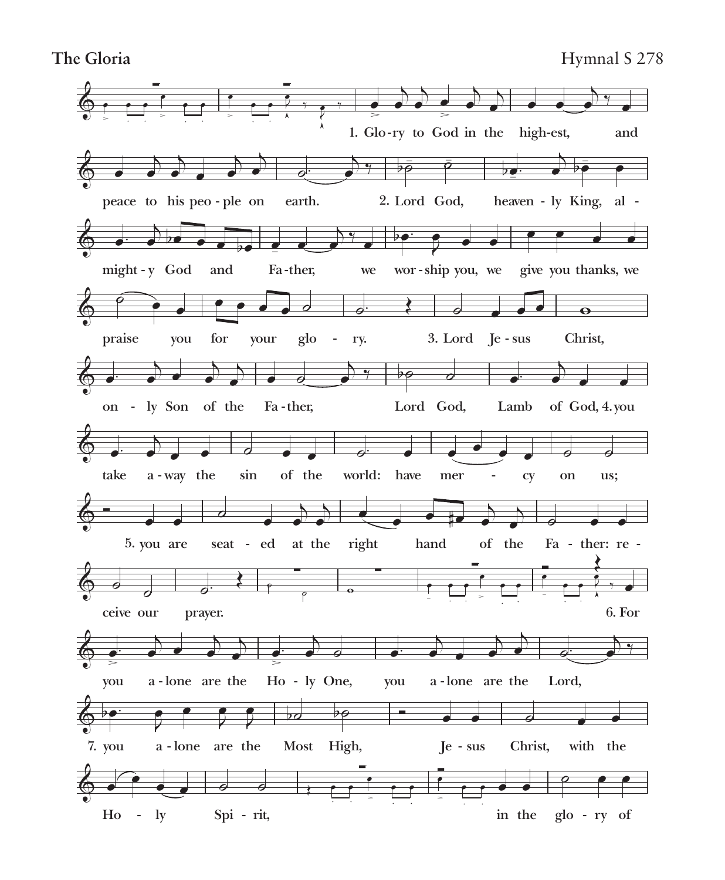**The Gloria** Hymnal S 278

1. Glo-ry to God in the high-est, and peace to his peo-ple on earth.

2. Lord God, heaven-ly King, al-might-y God and Fa-ther, we wor-ship you, we give you thanks, we praise you for your glo-ry.

3. Lord Je-sus Christ, on-ly Son of the Fa-ther, Lord God, Lamb of God,

4. you take a-way the sin of the world: have mer-cy on us;

5. you are seat-ed at the right hand of the Fa-ther: re-ceive our prayer.

6. For you a-lone are the Ho-ly One, you a-lone are the Lord,

7. you a-lone are the Most High, Je-sus Christ, with the Ho-ly Spi-rit, in the glo-ry of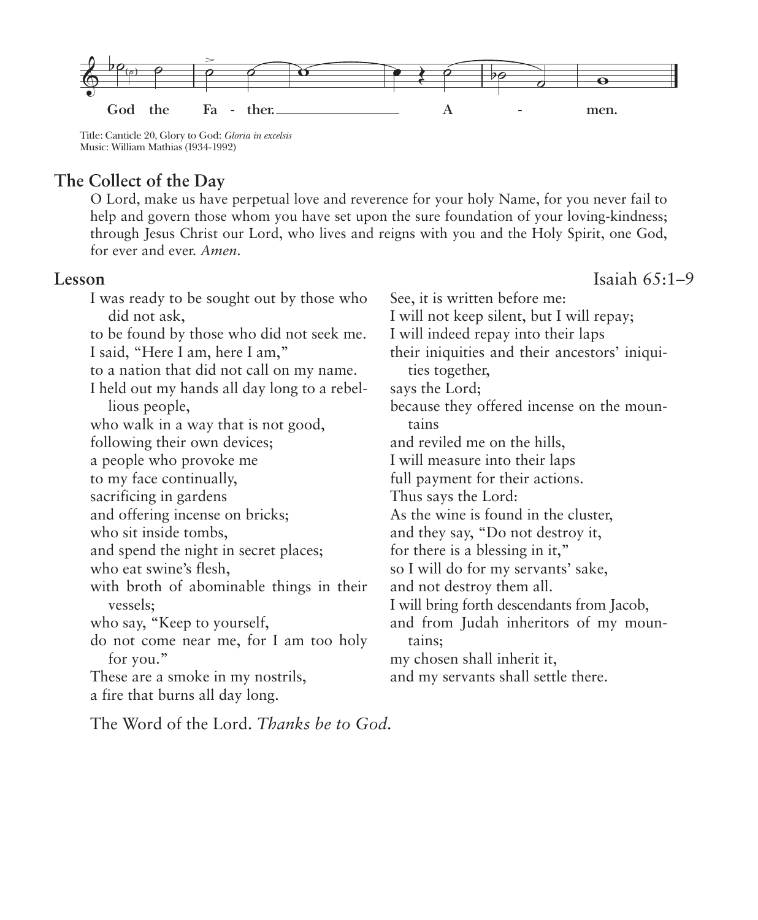God the Fa - ther. A - men.

Title: Canticle 20, Glory to God: *Gloria in excelsis*
Music: William Mathias (1934-1992)

## The Collect of the Day

O Lord, make us have perpetual love and reverence for your holy Name, for you never fail to help and govern those whom you have set upon the sure foundation of your loving-kindness; through Jesus Christ our Lord, who lives and reigns with you and the Holy Spirit, one God, for ever and ever. *Amen.*

## Lesson

Isaiah 65:1–9

I was ready to be sought out by those who did not ask,
to be found by those who did not seek me.
I said, "Here I am, here I am,"
to a nation that did not call on my name.
I held out my hands all day long to a rebellious people,
who walk in a way that is not good,
following their own devices;
a people who provoke me
to my face continually,
sacrificing in gardens
and offering incense on bricks;
who sit inside tombs,
and spend the night in secret places;
who eat swine's flesh,
with broth of abominable things in their vessels;
who say, "Keep to yourself,
do not come near me, for I am too holy for you."
These are a smoke in my nostrils,
a fire that burns all day long.
See, it is written before me:
I will not keep silent, but I will repay;
I will indeed repay into their laps
their iniquities and their ancestors' iniquities together,
says the Lord;
because they offered incense on the mountains
and reviled me on the hills,
I will measure into their laps
full payment for their actions.
Thus says the Lord:
As the wine is found in the cluster,
and they say, "Do not destroy it,
for there is a blessing in it,"
so I will do for my servants' sake,
and not destroy them all.
I will bring forth descendants from Jacob,
and from Judah inheritors of my mountains;
my chosen shall inherit it,
and my servants shall settle there.

The Word of the Lord. *Thanks be to God.*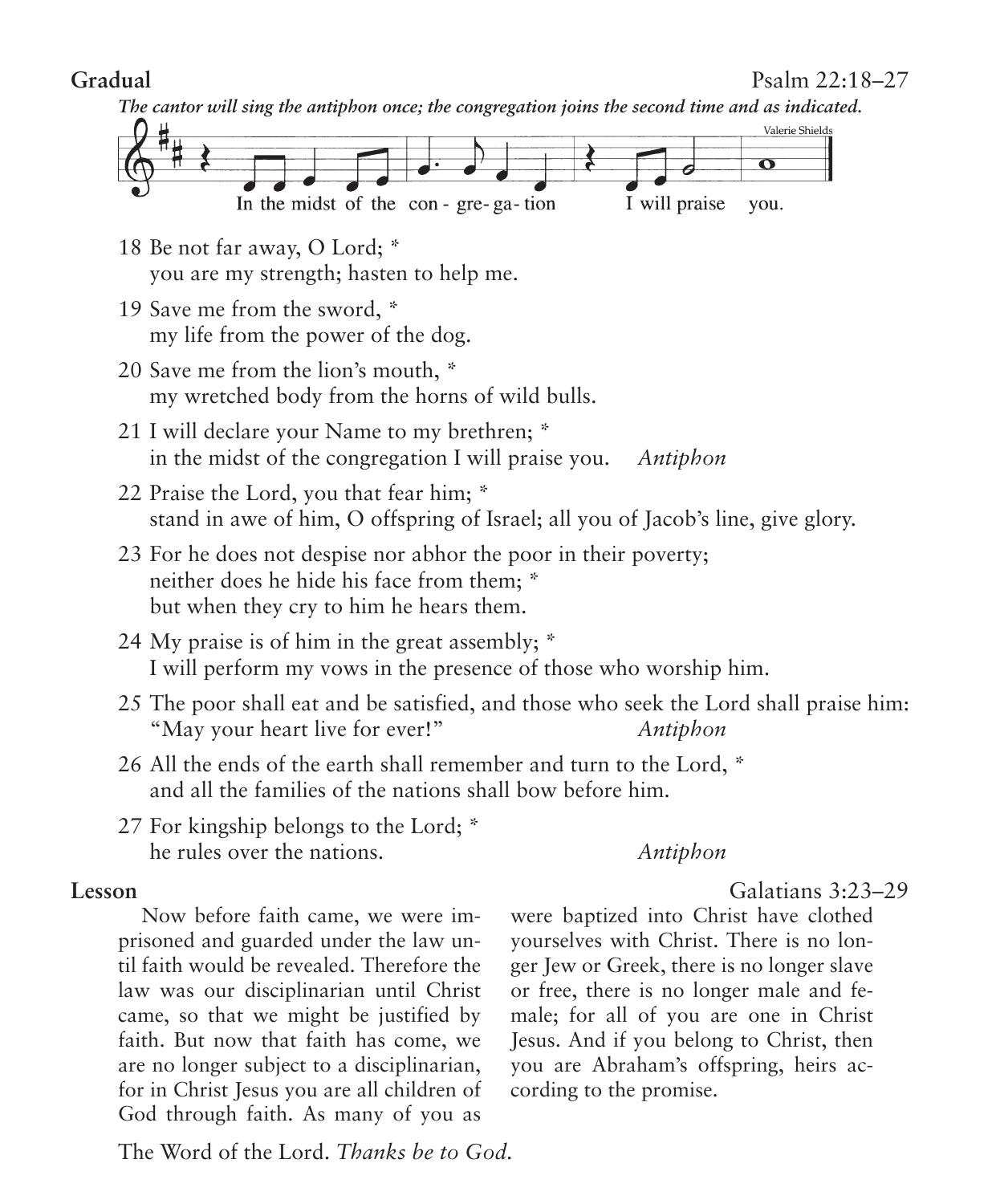**Gradual** Psalm 22:18–27

***The cantor will sing the antiphon once; the congregation joins the second time and as indicated.***

Valerie Shields

In the midst of the con-gre-ga-tion I will praise you.

18 Be not far away, O Lord; *
you are my strength; hasten to help me.

19 Save me from the sword, *
my life from the power of the dog.

20 Save me from the lion's mouth, *
my wretched body from the horns of wild bulls.

21 I will declare your Name to my brethren; *
in the midst of the congregation I will praise you. *Antiphon*

22 Praise the Lord, you that fear him; *
stand in awe of him, O offspring of Israel; all you of Jacob's line, give glory.

23 For he does not despise nor abhor the poor in their poverty;
neither does he hide his face from them; *
but when they cry to him he hears them.

24 My praise is of him in the great assembly; *
I will perform my vows in the presence of those who worship him.

25 The poor shall eat and be satisfied, and those who seek the Lord shall praise him:
"May your heart live for ever!" *Antiphon*

26 All the ends of the earth shall remember and turn to the Lord, *
and all the families of the nations shall bow before him.

27 For kingship belongs to the Lord; *
he rules over the nations. *Antiphon*

**Lesson** Galatians 3:23–29

Now before faith came, we were imprisoned and guarded under the law until faith would be revealed. Therefore the law was our disciplinarian until Christ came, so that we might be justified by faith. But now that faith has come, we are no longer subject to a disciplinarian, for in Christ Jesus you are all children of God through faith. As many of you as were baptized into Christ have clothed yourselves with Christ. There is no longer Jew or Greek, there is no longer slave or free, there is no longer male and female; for all of you are one in Christ Jesus. And if you belong to Christ, then you are Abraham's offspring, heirs according to the promise.

The Word of the Lord. *Thanks be to God.*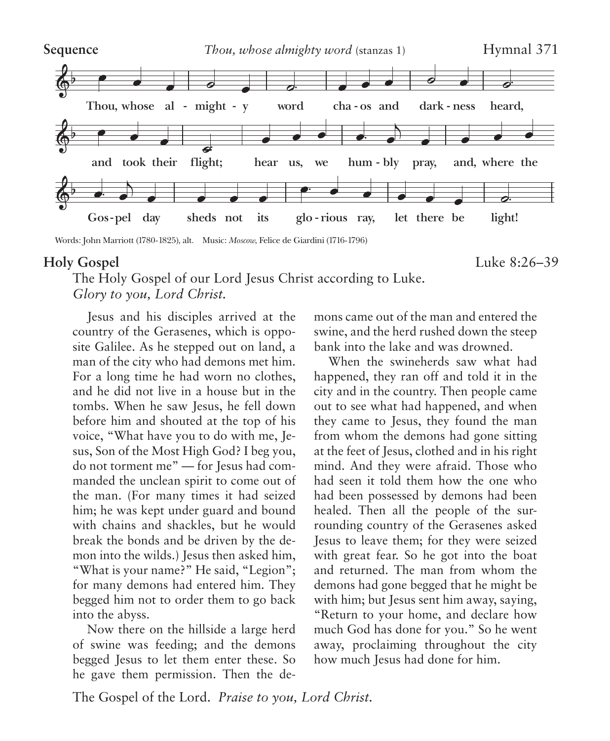**Sequence** *Thou, whose almighty word* (stanzas 1) Hymnal 371

Thou, whose al - might - y word cha - os and dark - ness heard,
and took their flight; hear us, we hum - bly pray, and, where the
Gos - pel day sheds not its glo - rious ray, let there be light!

Words: John Marriott (1780-1825), alt. Music: *Moscow,* Felice de Giardini (1716-1796)

**Holy Gospel** Luke 8:26–39

The Holy Gospel of our Lord Jesus Christ according to Luke.
*Glory to you, Lord Christ.*

Jesus and his disciples arrived at the country of the Gerasenes, which is opposite Galilee. As he stepped out on land, a man of the city who had demons met him. For a long time he had worn no clothes, and he did not live in a house but in the tombs. When he saw Jesus, he fell down before him and shouted at the top of his voice, "What have you to do with me, Jesus, Son of the Most High God? I beg you, do not torment me" — for Jesus had commanded the unclean spirit to come out of the man. (For many times it had seized him; he was kept under guard and bound with chains and shackles, but he would break the bonds and be driven by the demon into the wilds.) Jesus then asked him, "What is your name?" He said, "Legion"; for many demons had entered him. They begged him not to order them to go back into the abyss.

Now there on the hillside a large herd of swine was feeding; and the demons begged Jesus to let them enter these. So he gave them permission. Then the demons came out of the man and entered the swine, and the herd rushed down the steep bank into the lake and was drowned.

When the swineherds saw what had happened, they ran off and told it in the city and in the country. Then people came out to see what had happened, and when they came to Jesus, they found the man from whom the demons had gone sitting at the feet of Jesus, clothed and in his right mind. And they were afraid. Those who had seen it told them how the one who had been possessed by demons had been healed. Then all the people of the surrounding country of the Gerasenes asked Jesus to leave them; for they were seized with great fear. So he got into the boat and returned. The man from whom the demons had gone begged that he might be with him; but Jesus sent him away, saying, "Return to your home, and declare how much God has done for you." So he went away, proclaiming throughout the city how much Jesus had done for him.

The Gospel of the Lord. *Praise to you, Lord Christ.*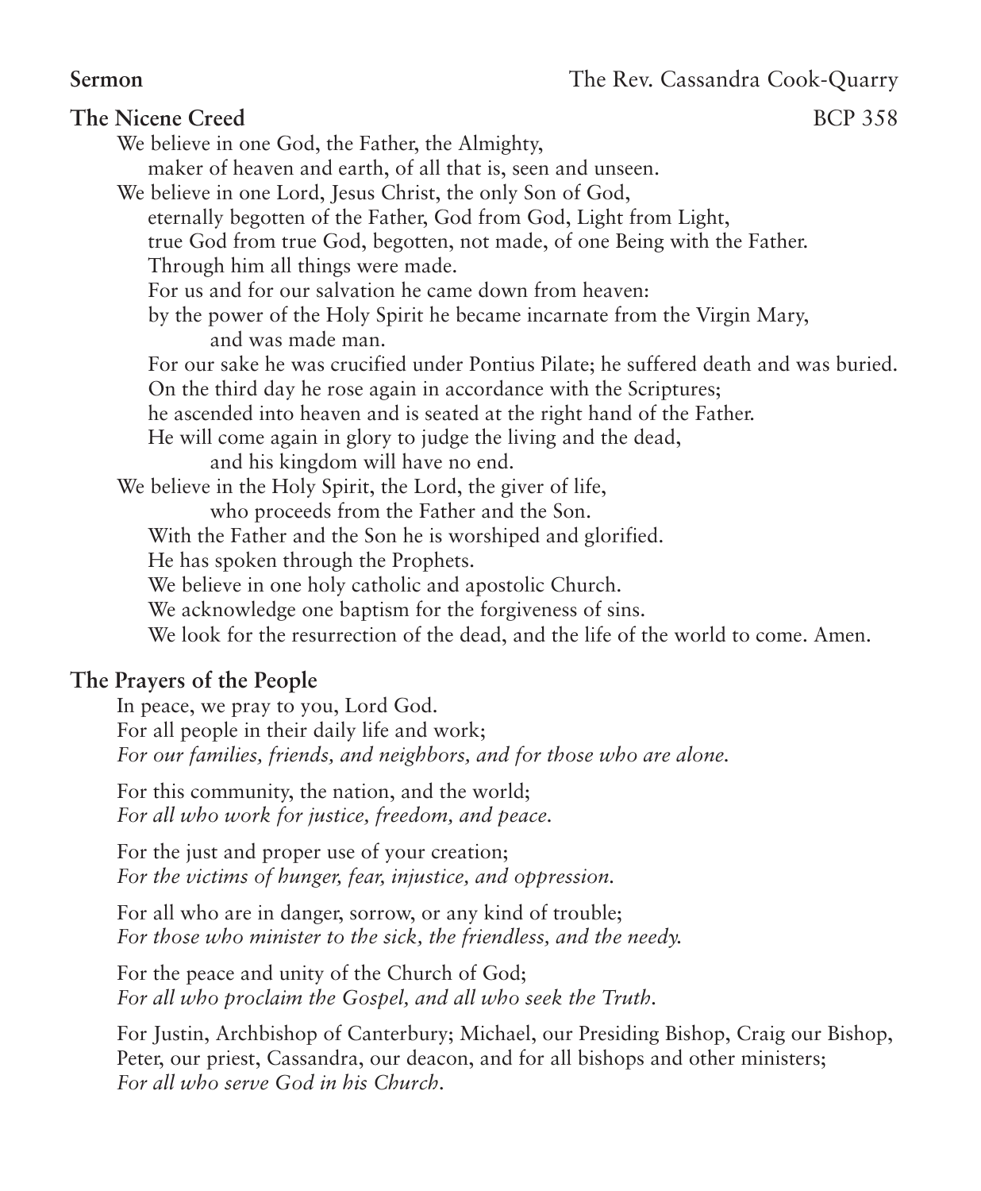**Sermon** The Rev. Cassandra Cook-Quarry

**The Nicene Creed** BCP 358

We believe in one God, the Father, the Almighty,
maker of heaven and earth, of all that is, seen and unseen.
We believe in one Lord, Jesus Christ, the only Son of God,
eternally begotten of the Father, God from God, Light from Light,
true God from true God, begotten, not made, of one Being with the Father.
Through him all things were made.
For us and for our salvation he came down from heaven:
by the power of the Holy Spirit he became incarnate from the Virgin Mary,
and was made man.
For our sake he was crucified under Pontius Pilate; he suffered death and was buried.
On the third day he rose again in accordance with the Scriptures;
he ascended into heaven and is seated at the right hand of the Father.
He will come again in glory to judge the living and the dead,
and his kingdom will have no end.
We believe in the Holy Spirit, the Lord, the giver of life,
who proceeds from the Father and the Son.
With the Father and the Son he is worshiped and glorified.
He has spoken through the Prophets.
We believe in one holy catholic and apostolic Church.
We acknowledge one baptism for the forgiveness of sins.
We look for the resurrection of the dead, and the life of the world to come. Amen.

**The Prayers of the People**

In peace, we pray to you, Lord God.
For all people in their daily life and work;
*For our families, friends, and neighbors, and for those who are alone.*

For this community, the nation, and the world;
*For all who work for justice, freedom, and peace.*

For the just and proper use of your creation;
*For the victims of hunger, fear, injustice, and oppression.*

For all who are in danger, sorrow, or any kind of trouble;
*For those who minister to the sick, the friendless, and the needy.*

For the peace and unity of the Church of God;
*For all who proclaim the Gospel, and all who seek the Truth.*

For Justin, Archbishop of Canterbury; Michael, our Presiding Bishop, Craig our Bishop, Peter, our priest, Cassandra, our deacon, and for all bishops and other ministers;
*For all who serve God in his Church.*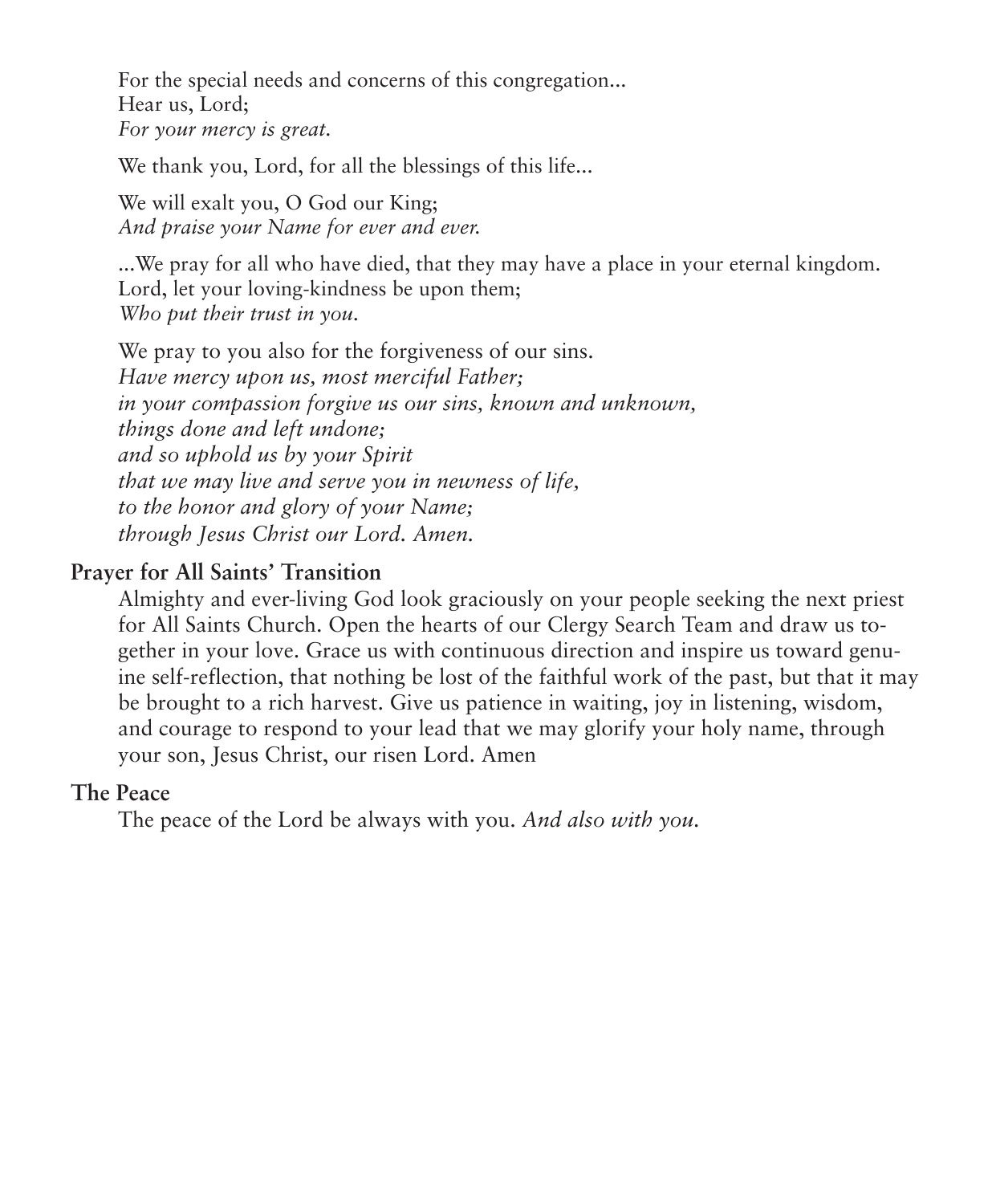For the special needs and concerns of this congregation...
Hear us, Lord;
*For your mercy is great.*

We thank you, Lord, for all the blessings of this life...

We will exalt you, O God our King;
*And praise your Name for ever and ever.*

...We pray for all who have died, that they may have a place in your eternal kingdom.
Lord, let your loving-kindness be upon them;
*Who put their trust in you.*

We pray to you also for the forgiveness of our sins.
*Have mercy upon us, most merciful Father;*
*in your compassion forgive us our sins, known and unknown,*
*things done and left undone;*
*and so uphold us by your Spirit*
*that we may live and serve you in newness of life,*
*to the honor and glory of your Name;*
*through Jesus Christ our Lord. Amen.*

**Prayer for All Saints' Transition**

Almighty and ever-living God look graciously on your people seeking the next priest for All Saints Church. Open the hearts of our Clergy Search Team and draw us together in your love. Grace us with continuous direction and inspire us toward genuine self-reflection, that nothing be lost of the faithful work of the past, but that it may be brought to a rich harvest. Give us patience in waiting, joy in listening, wisdom, and courage to respond to your lead that we may glorify your holy name, through your son, Jesus Christ, our risen Lord. Amen

**The Peace**

The peace of the Lord be always with you. *And also with you.*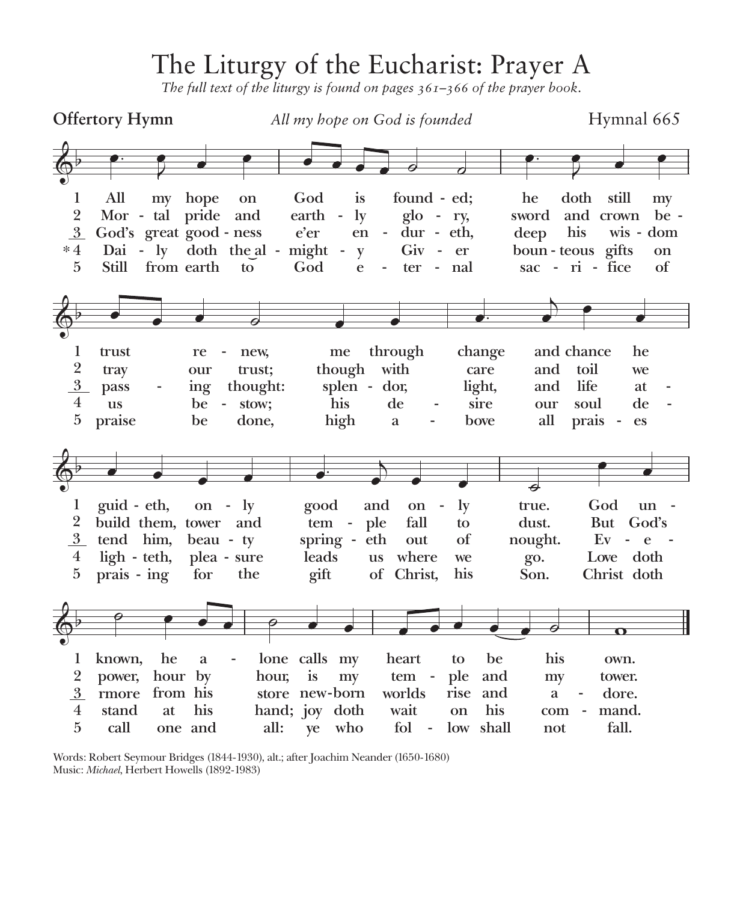# The Liturgy of the Eucharist: Prayer A

*The full text of the liturgy is found on pages 361–366 of the prayer book.*

**Offertory Hymn** *All my hope on God is founded* Hymnal 665

1 All my hope on God is founded; he doth still my trust renew, me through change and chance he guideth, only good and only true. God unknown, he alone calls my heart to be his own.

2 Mortal pride and earthly glory, sword and crown betray our trust; though with care and toil we build them, tower and temple fall to dust. But God's power, hour by hour, is my temple and my tower.

3 God's great goodness e'er endureth, deep his wisdom passing thought: splendor, light, and life attend him, beauty springeth out of nought. Evermore from his store new-born worlds rise and adore.

*4 Daily doth the almighty Giver bounteous gifts on us bestow; his desire our soul delighteth, pleasure leads us where we go. Love doth stand at his hand; joy doth wait on his command.

5 Still from earth to God eternal sacrifice of praise be done, high above all praises praising for the gift of Christ, his Son. Christ doth call one and all: ye who follow shall not fall.

Words: Robert Seymour Bridges (1844-1930), alt.; after Joachim Neander (1650-1680)
Music: *Michael*, Herbert Howells (1892-1983)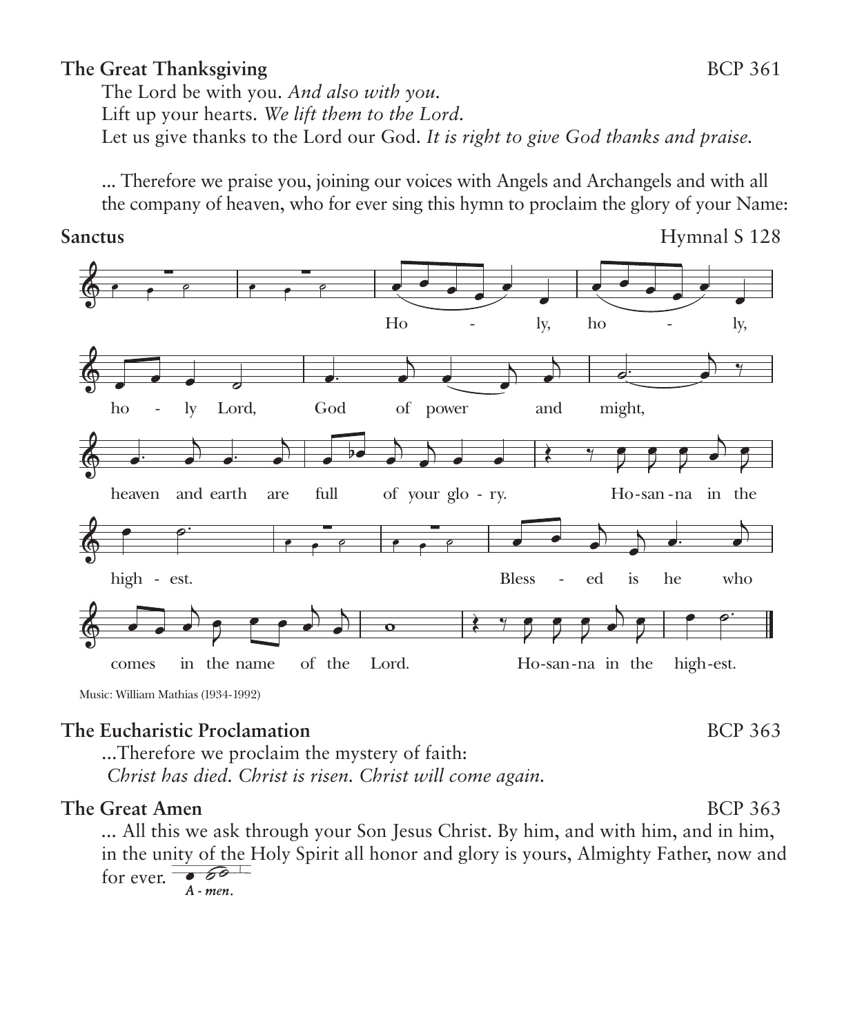**The Great Thanksgiving** BCP 361

The Lord be with you. *And also with you.*
Lift up your hearts. *We lift them to the Lord.*
Let us give thanks to the Lord our God. *It is right to give God thanks and praise.*

... Therefore we praise you, joining our voices with Angels and Archangels and with all the company of heaven, who for ever sing this hymn to proclaim the glory of your Name:

**Sanctus** Hymnal S 128

Holy, holy, holy Lord, God of power and might, heaven and earth are full of your glory. Hosanna in the highest. Blessed is he who comes in the name of the Lord. Hosanna in the highest.

Music: William Mathias (1934-1992)

**The Eucharistic Proclamation** BCP 363

...Therefore we proclaim the mystery of faith:
*Christ has died. Christ is risen. Christ will come again.*

**The Great Amen** BCP 363

... All this we ask through your Son Jesus Christ. By him, and with him, and in him, in the unity of the Holy Spirit all honor and glory is yours, Almighty Father, now and for ever. *A - men.*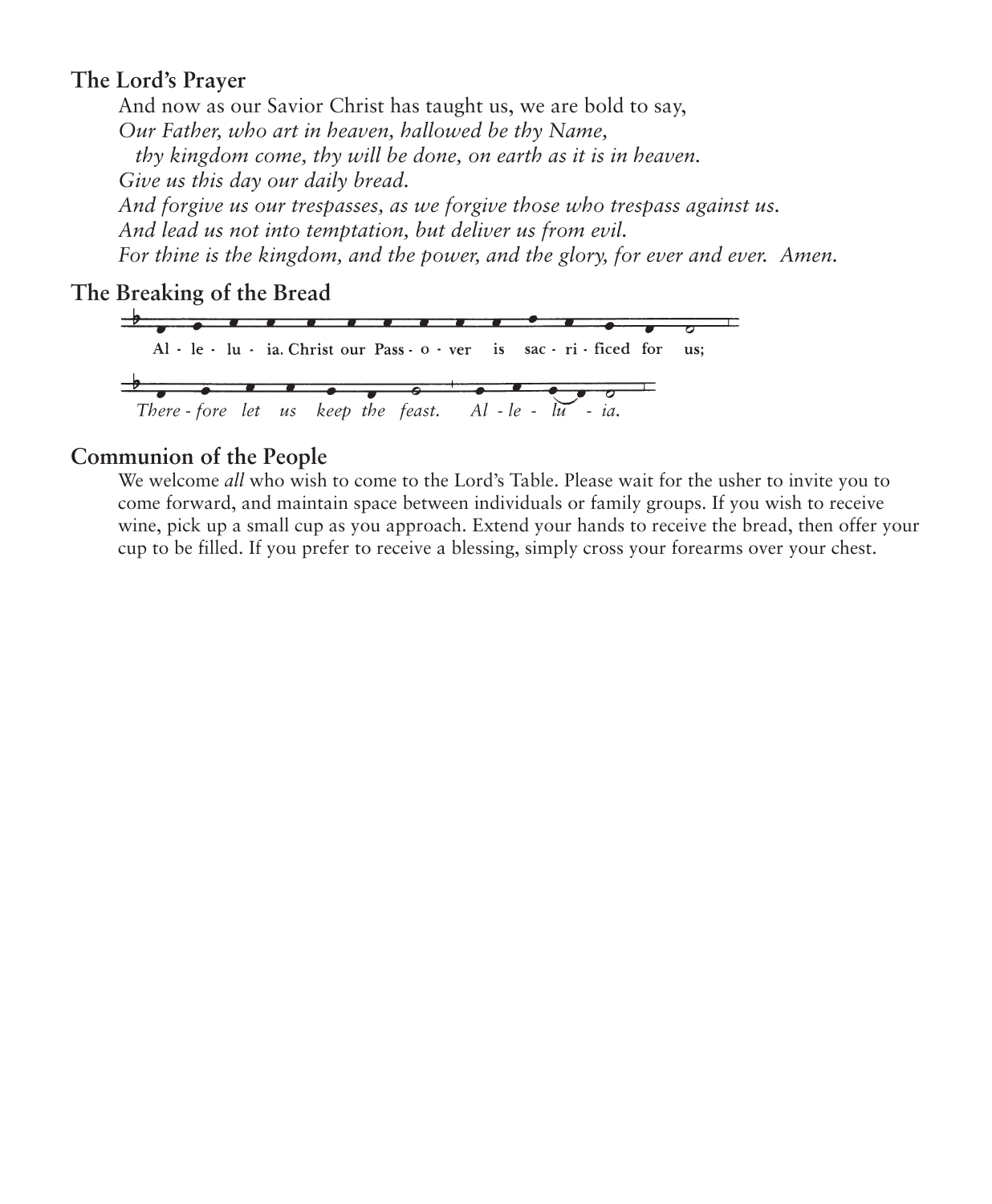## The Lord's Prayer

And now as our Savior Christ has taught us, we are bold to say,
*Our Father, who art in heaven, hallowed be thy Name,*
*thy kingdom come, thy will be done, on earth as it is in heaven.*
*Give us this day our daily bread.*
*And forgive us our trespasses, as we forgive those who trespass against us.*
*And lead us not into temptation, but deliver us from evil.*
*For thine is the kingdom, and the power, and the glory, for ever and ever. Amen.*

## The Breaking of the Bread

Al - le - lu - ia. Christ our Pass - o - ver is sac - ri - ficed for us;

*There - fore let us keep the feast. Al - le - lu - ia.*

## Communion of the People

We welcome *all* who wish to come to the Lord's Table. Please wait for the usher to invite you to come forward, and maintain space between individuals or family groups. If you wish to receive wine, pick up a small cup as you approach. Extend your hands to receive the bread, then offer your cup to be filled. If you prefer to receive a blessing, simply cross your forearms over your chest.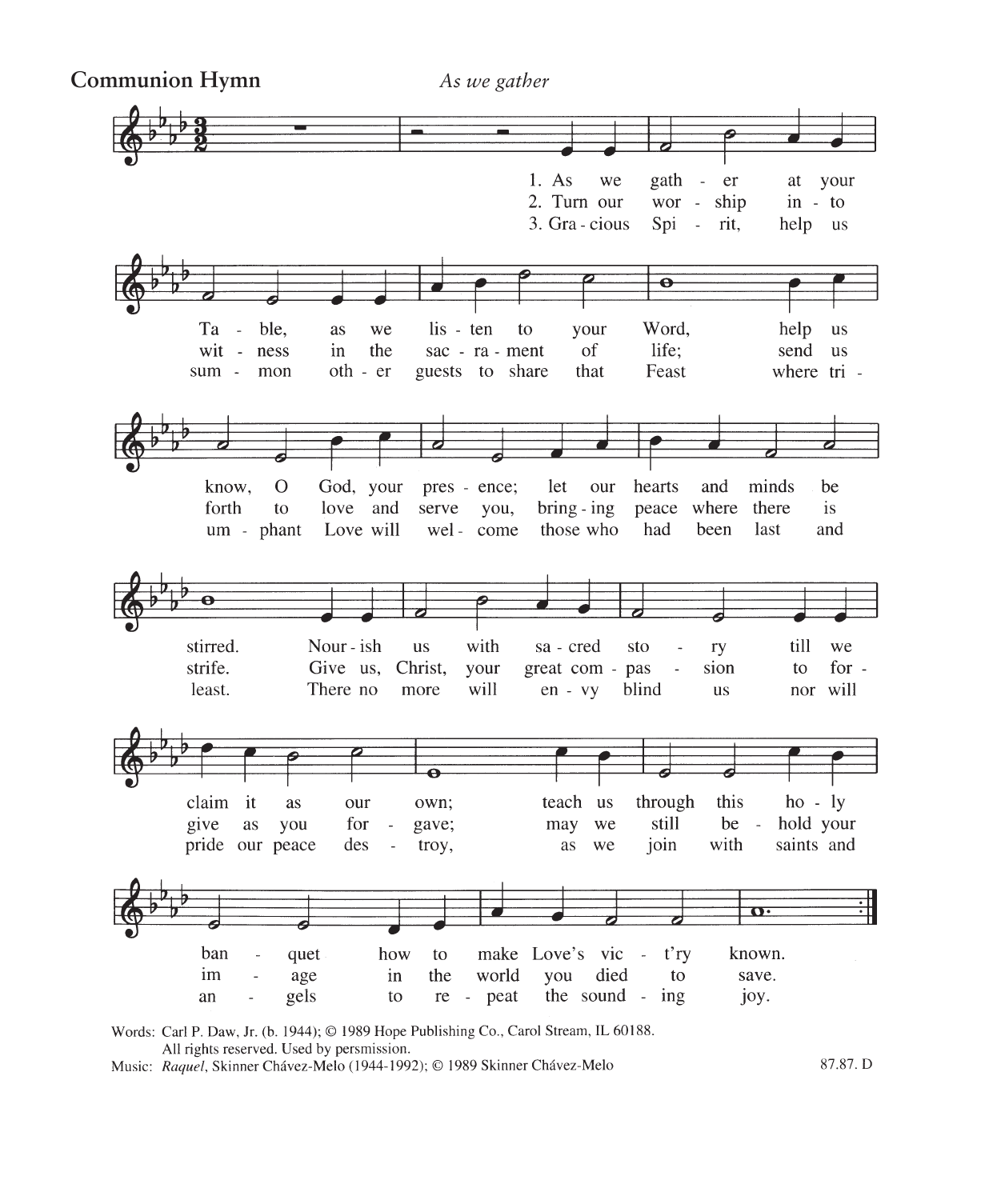## Communion Hymn

*As we gather*

1. As we gather at your Table, as we listen to your Word, help us know, O God, your presence; let our hearts and minds be stirred. Nourish us with sacred story till we claim it as our own; teach us through this holy banquet how to make Love's vict'ry known.

2. Turn our worship into witness in the sacrament of life; send us forth to love and serve you, bringing peace where there is strife. Give us, Christ, your great compassion to forgive as you forgave; may we still behold your image in the world you died to save.

3. Gracious Spirit, help us summon other guests to share that Feast where triumphant Love will welcome those who had been last and least. There no more will envy blind us nor will pride our peace destroy, as we join with saints and angels to repeat the sounding joy.

Words: Carl P. Daw, Jr. (b. 1944); © 1989 Hope Publishing Co., Carol Stream, IL 60188. All rights reserved. Used by persmission.
Music: *Raquel*, Skinner Chávez-Melo (1944-1992); © 1989 Skinner Chávez-Melo

87.87. D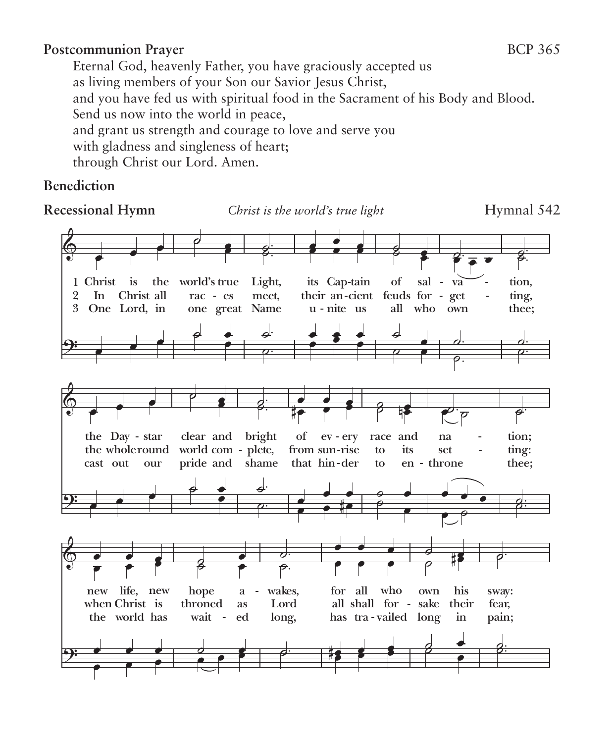**Postcommunion Prayer** BCP 365

Eternal God, heavenly Father, you have graciously accepted us
as living members of your Son our Savior Jesus Christ,
and you have fed us with spiritual food in the Sacrament of his Body and Blood.
Send us now into the world in peace,
and grant us strength and courage to love and serve you
with gladness and singleness of heart;
through Christ our Lord. Amen.

**Benediction**

**Recessional Hymn** *Christ is the world's true light* Hymnal 542

1 Christ is the world's true Light, its Cap-tain of sal - va - tion,
the Day - star clear and bright of ev - ery race and na - tion;
new life, new hope a - wakes, for all who own his sway:

2 In Christ all rac - es meet, their an-cient feuds for - get - ting,
the whole round world com - plete, from sun-rise to its set - ting:
when Christ is throned as Lord all shall for - sake their fear,

3 One Lord, in one great Name u - nite us all who own thee;
cast out our pride and shame that hin-der to en - throne thee;
the world has wait - ed long, has tra - vailed long in pain;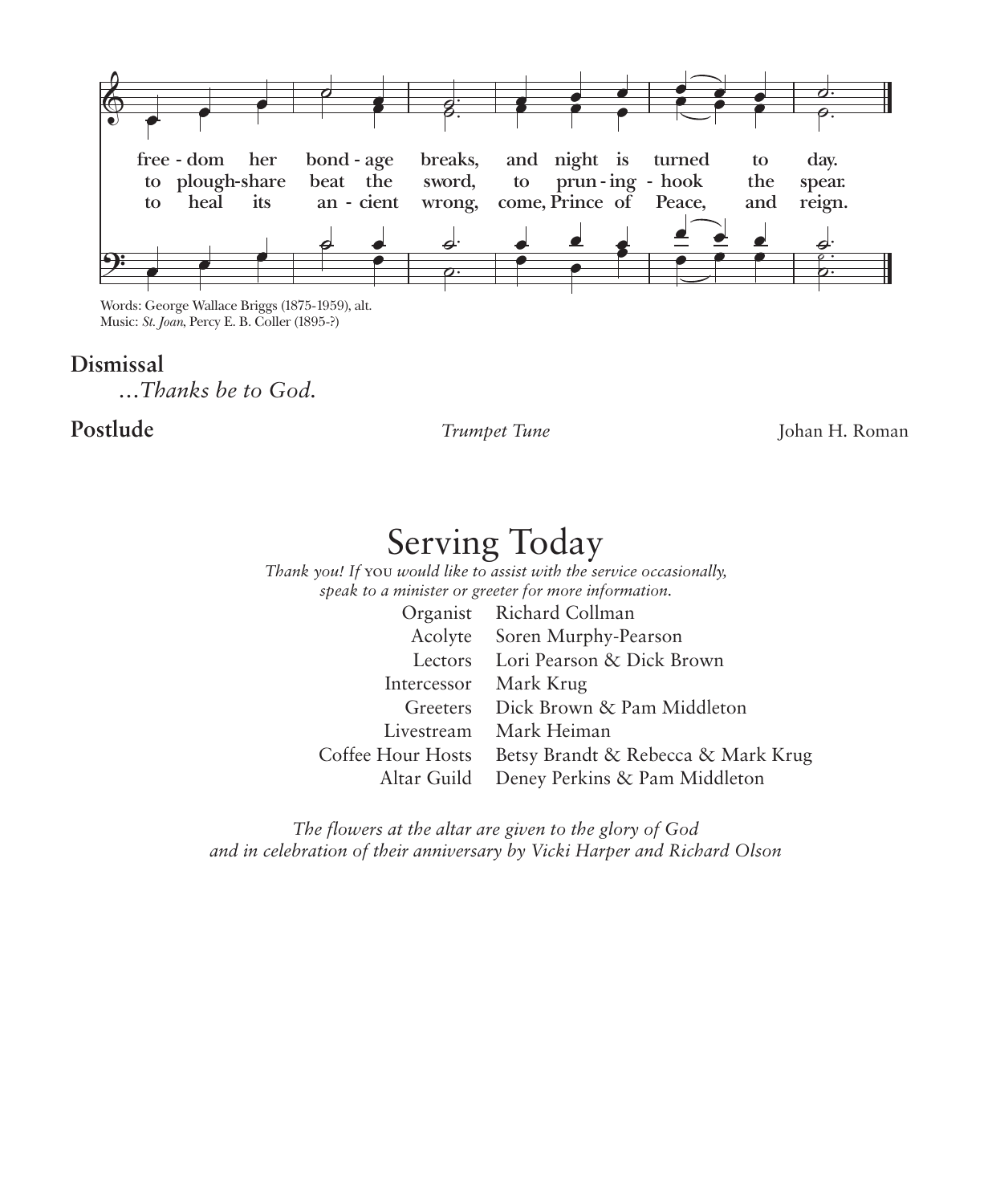free - dom her bond - age breaks, and night is turned to day.
to plough-share beat the sword, to prun - ing - hook the spear.
to heal its an - cient wrong, come, Prince of Peace, and reign.

Words: George Wallace Briggs (1875-1959), alt.
Music: *St. Joan*, Percy E. B. Coller (1895-?)

**Dismissal**

*…Thanks be to God.*

**Postlude** *Trumpet Tune* Johan H. Roman

# Serving Today

*Thank you! If* YOU *would like to assist with the service occasionally, speak to a minister or greeter for more information.*

| | |
|---|---|
| Organist | Richard Collman |
| Acolyte | Soren Murphy-Pearson |
| Lectors | Lori Pearson & Dick Brown |
| Intercessor | Mark Krug |
| Greeters | Dick Brown & Pam Middleton |
| Livestream | Mark Heiman |
| Coffee Hour Hosts | Betsy Brandt & Rebecca & Mark Krug |
| Altar Guild | Deney Perkins & Pam Middleton |

*The flowers at the altar are given to the glory of God and in celebration of their anniversary by Vicki Harper and Richard Olson*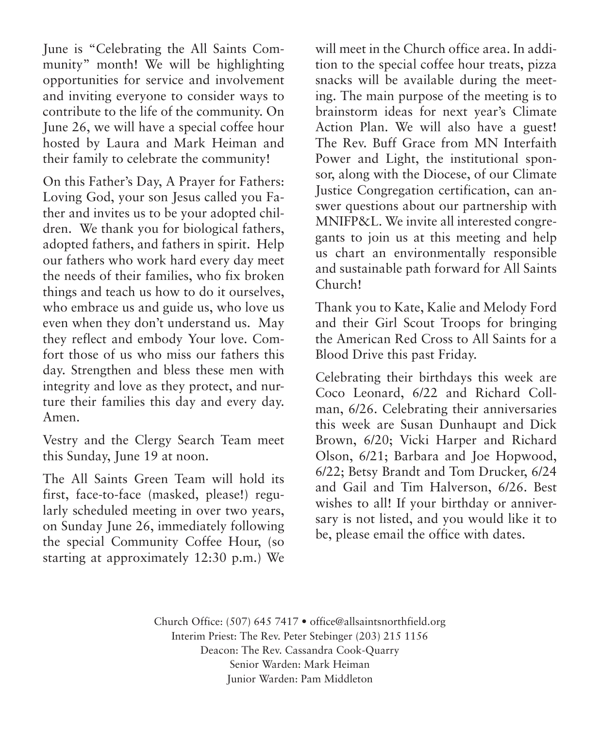June is “Celebrating the All Saints Community” month! We will be highlighting opportunities for service and involvement and inviting everyone to consider ways to contribute to the life of the community. On June 26, we will have a special coffee hour hosted by Laura and Mark Heiman and their family to celebrate the community!

On this Father’s Day, A Prayer for Fathers: Loving God, your son Jesus called you Father and invites us to be your adopted children. We thank you for biological fathers, adopted fathers, and fathers in spirit. Help our fathers who work hard every day meet the needs of their families, who fix broken things and teach us how to do it ourselves, who embrace us and guide us, who love us even when they don’t understand us. May they reflect and embody Your love. Comfort those of us who miss our fathers this day. Strengthen and bless these men with integrity and love as they protect, and nurture their families this day and every day. Amen.

Vestry and the Clergy Search Team meet this Sunday, June 19 at noon.

The All Saints Green Team will hold its first, face-to-face (masked, please!) regularly scheduled meeting in over two years, on Sunday June 26, immediately following the special Community Coffee Hour, (so starting at approximately 12:30 p.m.) We will meet in the Church office area. In addition to the special coffee hour treats, pizza snacks will be available during the meeting. The main purpose of the meeting is to brainstorm ideas for next year’s Climate Action Plan. We will also have a guest! The Rev. Buff Grace from MN Interfaith Power and Light, the institutional sponsor, along with the Diocese, of our Climate Justice Congregation certification, can answer questions about our partnership with MNIFP&L. We invite all interested congregants to join us at this meeting and help us chart an environmentally responsible and sustainable path forward for All Saints Church!

Thank you to Kate, Kalie and Melody Ford and their Girl Scout Troops for bringing the American Red Cross to All Saints for a Blood Drive this past Friday.

Celebrating their birthdays this week are Coco Leonard, 6/22 and Richard Collman, 6/26. Celebrating their anniversaries this week are Susan Dunhaupt and Dick Brown, 6/20; Vicki Harper and Richard Olson, 6/21; Barbara and Joe Hopwood, 6/22; Betsy Brandt and Tom Drucker, 6/24 and Gail and Tim Halverson, 6/26. Best wishes to all! If your birthday or anniversary is not listed, and you would like it to be, please email the office with dates.

Church Office: (507) 645 7417 • office@allsaintsnorthfield.org
Interim Priest: The Rev. Peter Stebinger (203) 215 1156
Deacon: The Rev. Cassandra Cook-Quarry
Senior Warden: Mark Heiman
Junior Warden: Pam Middleton